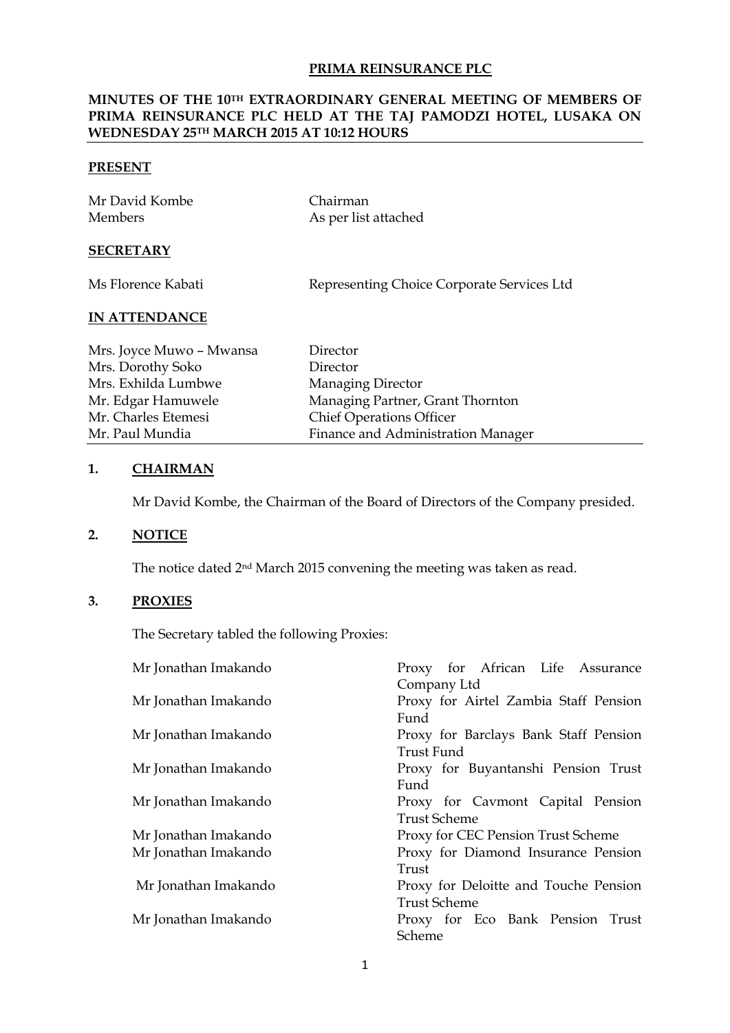**PRIMA REINSURANCE PLC**

**MINUTES OF THE 10TH EXTRAORDINARY GENERAL MEETING OF MEMBERS OF PRIMA REINSURANCE PLC HELD AT THE TAJ PAMODZI HOTEL, LUSAKA ON WEDNESDAY 25TH MARCH 2015 AT 10:12 HOURS**

**PRESENT**

| | |
|---|---|
| Mr David Kombe | Chairman |
| Members | As per list attached |

**SECRETARY**

| | |
|---|---|
| Ms Florence Kabati | Representing Choice Corporate Services Ltd |

**IN ATTENDANCE**

| | |
|---|---|
| Mrs. Joyce Muwo – Mwansa | Director |
| Mrs. Dorothy Soko | Director |
| Mrs. Exhilda Lumbwe | Managing Director |
| Mr. Edgar Hamuwele | Managing Partner, Grant Thornton |
| Mr. Charles Etemesi | Chief Operations Officer |
| Mr. Paul Mundia | Finance and Administration Manager |

**1. CHAIRMAN**

Mr David Kombe, the Chairman of the Board of Directors of the Company presided.

**2. NOTICE**

The notice dated 2nd March 2015 convening the meeting was taken as read.

**3. PROXIES**

The Secretary tabled the following Proxies:

| | |
|---|---|
| Mr Jonathan Imakando | Proxy for African Life Assurance Company Ltd |
| Mr Jonathan Imakando | Proxy for Airtel Zambia Staff Pension Fund |
| Mr Jonathan Imakando | Proxy for Barclays Bank Staff Pension Trust Fund |
| Mr Jonathan Imakando | Proxy for Buyantanshi Pension Trust Fund |
| Mr Jonathan Imakando | Proxy for Cavmont Capital Pension Trust Scheme |
| Mr Jonathan Imakando | Proxy for CEC Pension Trust Scheme |
| Mr Jonathan Imakando | Proxy for Diamond Insurance Pension Trust |
| Mr Jonathan Imakando | Proxy for Deloitte and Touche Pension Trust Scheme |
| Mr Jonathan Imakando | Proxy for Eco Bank Pension Trust Scheme |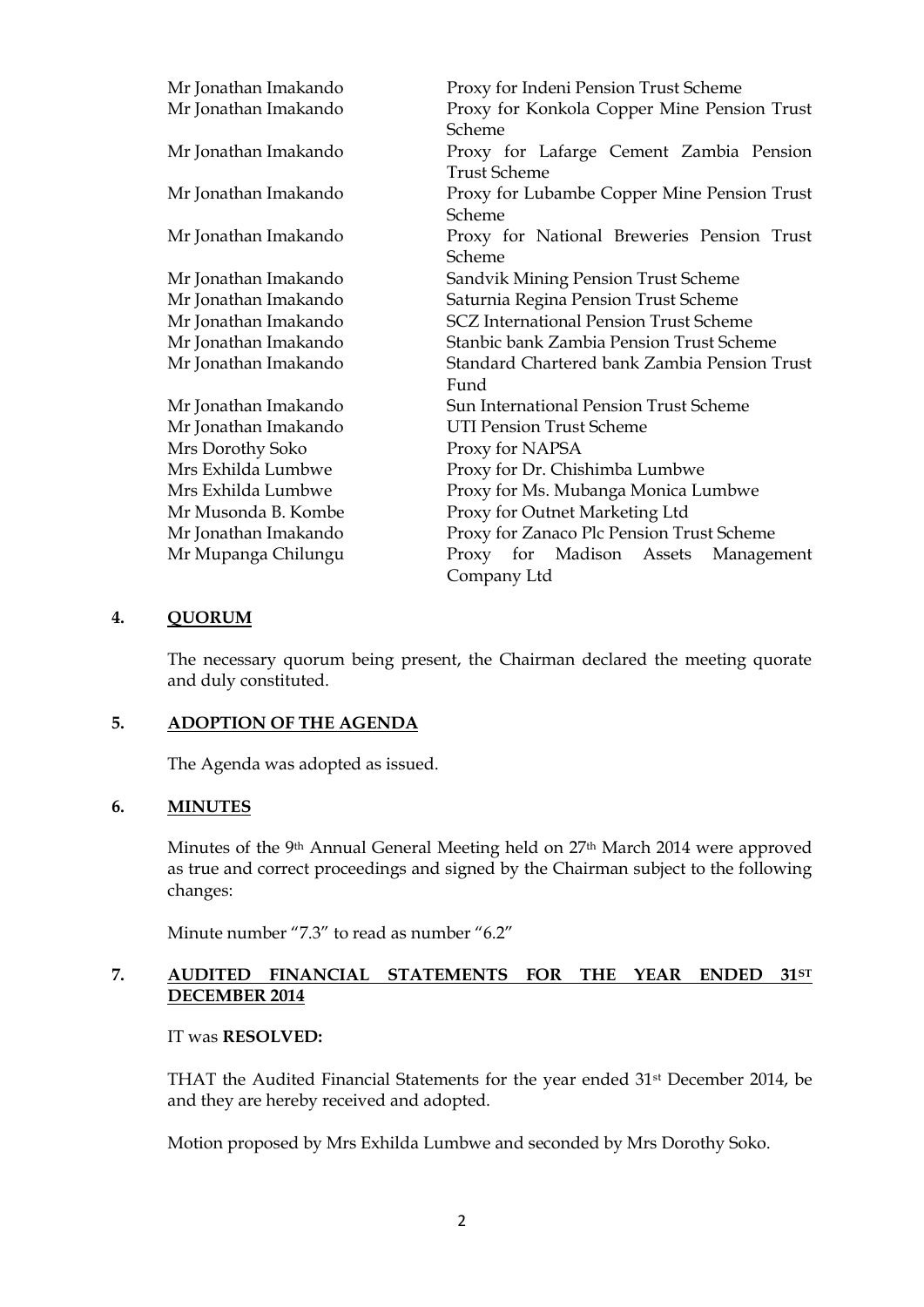| | |
|---|---|
| Mr Jonathan Imakando | Proxy for Indeni Pension Trust Scheme |
| Mr Jonathan Imakando | Proxy for Konkola Copper Mine Pension Trust Scheme |
| Mr Jonathan Imakando | Proxy for Lafarge Cement Zambia Pension Trust Scheme |
| Mr Jonathan Imakando | Proxy for Lubambe Copper Mine Pension Trust Scheme |
| Mr Jonathan Imakando | Proxy for National Breweries Pension Trust Scheme |
| Mr Jonathan Imakando | Sandvik Mining Pension Trust Scheme |
| Mr Jonathan Imakando | Saturnia Regina Pension Trust Scheme |
| Mr Jonathan Imakando | SCZ International Pension Trust Scheme |
| Mr Jonathan Imakando | Stanbic bank Zambia Pension Trust Scheme |
| Mr Jonathan Imakando | Standard Chartered bank Zambia Pension Trust Fund |
| Mr Jonathan Imakando | Sun International Pension Trust Scheme |
| Mr Jonathan Imakando | UTI Pension Trust Scheme |
| Mrs Dorothy Soko | Proxy for NAPSA |
| Mrs Exhilda Lumbwe | Proxy for Dr. Chishimba Lumbwe |
| Mrs Exhilda Lumbwe | Proxy for Ms. Mubanga Monica Lumbwe |
| Mr Musonda B. Kombe | Proxy for Outnet Marketing Ltd |
| Mr Jonathan Imakando | Proxy for Zanaco Plc Pension Trust Scheme |
| Mr Mupanga Chilungu | Proxy for Madison Assets Management Company Ltd |

## 4. QUORUM

The necessary quorum being present, the Chairman declared the meeting quorate and duly constituted.

## 5. ADOPTION OF THE AGENDA

The Agenda was adopted as issued.

## 6. MINUTES

Minutes of the 9th Annual General Meeting held on 27th March 2014 were approved as true and correct proceedings and signed by the Chairman subject to the following changes:

Minute number "7.3" to read as number "6.2"

## 7. AUDITED FINANCIAL STATEMENTS FOR THE YEAR ENDED 31ST DECEMBER 2014

IT was **RESOLVED:**

THAT the Audited Financial Statements for the year ended 31st December 2014, be and they are hereby received and adopted.

Motion proposed by Mrs Exhilda Lumbwe and seconded by Mrs Dorothy Soko.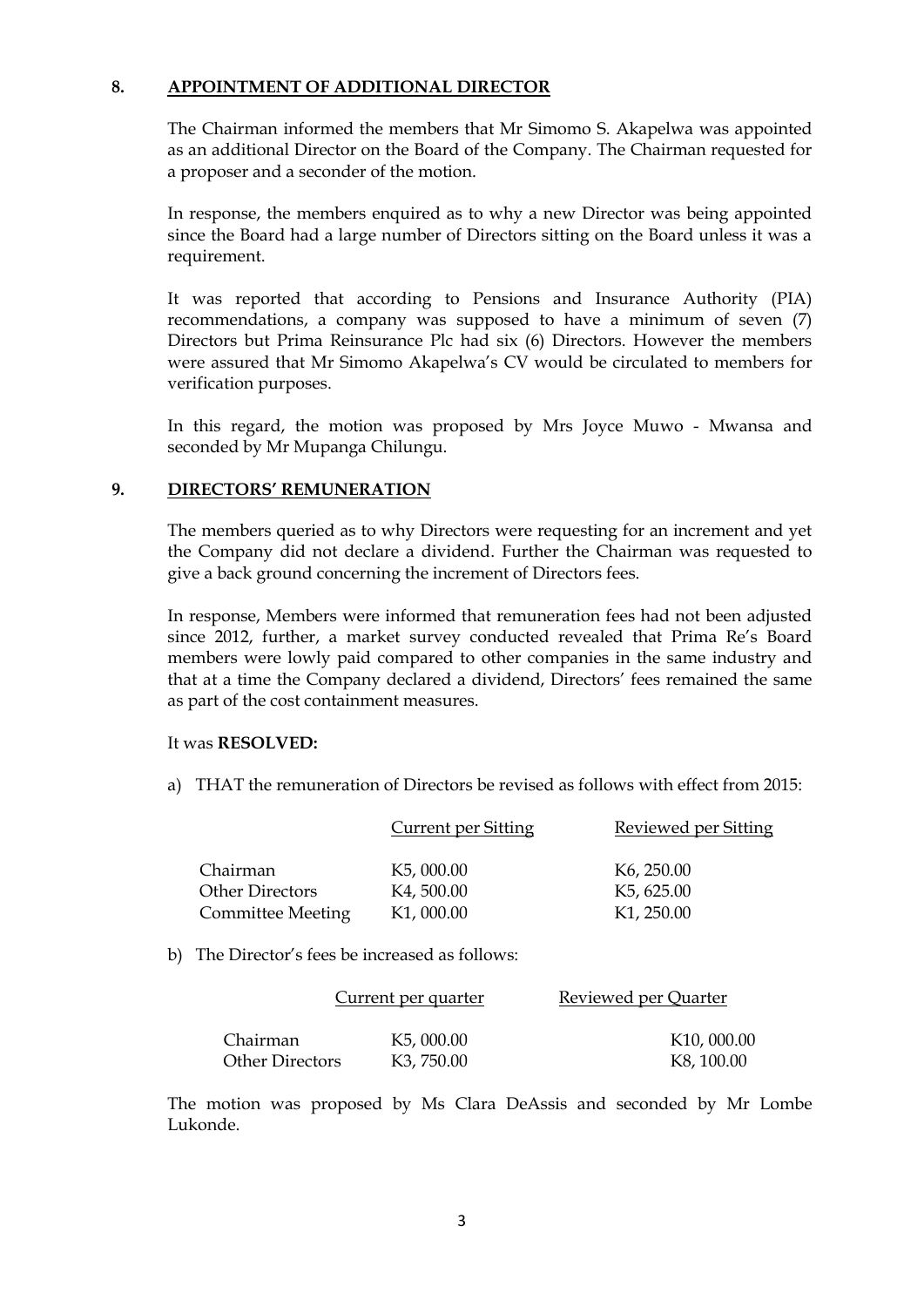## 8. APPOINTMENT OF ADDITIONAL DIRECTOR

The Chairman informed the members that Mr Simomo S. Akapelwa was appointed as an additional Director on the Board of the Company. The Chairman requested for a proposer and a seconder of the motion.

In response, the members enquired as to why a new Director was being appointed since the Board had a large number of Directors sitting on the Board unless it was a requirement.

It was reported that according to Pensions and Insurance Authority (PIA) recommendations, a company was supposed to have a minimum of seven (7) Directors but Prima Reinsurance Plc had six (6) Directors. However the members were assured that Mr Simomo Akapelwa's CV would be circulated to members for verification purposes.

In this regard, the motion was proposed by Mrs Joyce Muwo - Mwansa and seconded by Mr Mupanga Chilungu.

## 9. DIRECTORS' REMUNERATION

The members queried as to why Directors were requesting for an increment and yet the Company did not declare a dividend. Further the Chairman was requested to give a back ground concerning the increment of Directors fees.

In response, Members were informed that remuneration fees had not been adjusted since 2012, further, a market survey conducted revealed that Prima Re's Board members were lowly paid compared to other companies in the same industry and that at a time the Company declared a dividend, Directors' fees remained the same as part of the cost containment measures.

It was **RESOLVED:**

a) THAT the remuneration of Directors be revised as follows with effect from 2015:

| | Current per Sitting | Reviewed per Sitting |
|---|---|---|
| Chairman | K5, 000.00 | K6, 250.00 |
| Other Directors | K4, 500.00 | K5, 625.00 |
| Committee Meeting | K1, 000.00 | K1, 250.00 |

b) The Director's fees be increased as follows:

| | Current per quarter | Reviewed per Quarter |
|---|---|---|
| Chairman | K5, 000.00 | K10, 000.00 |
| Other Directors | K3, 750.00 | K8, 100.00 |

The motion was proposed by Ms Clara DeAssis and seconded by Mr Lombe Lukonde.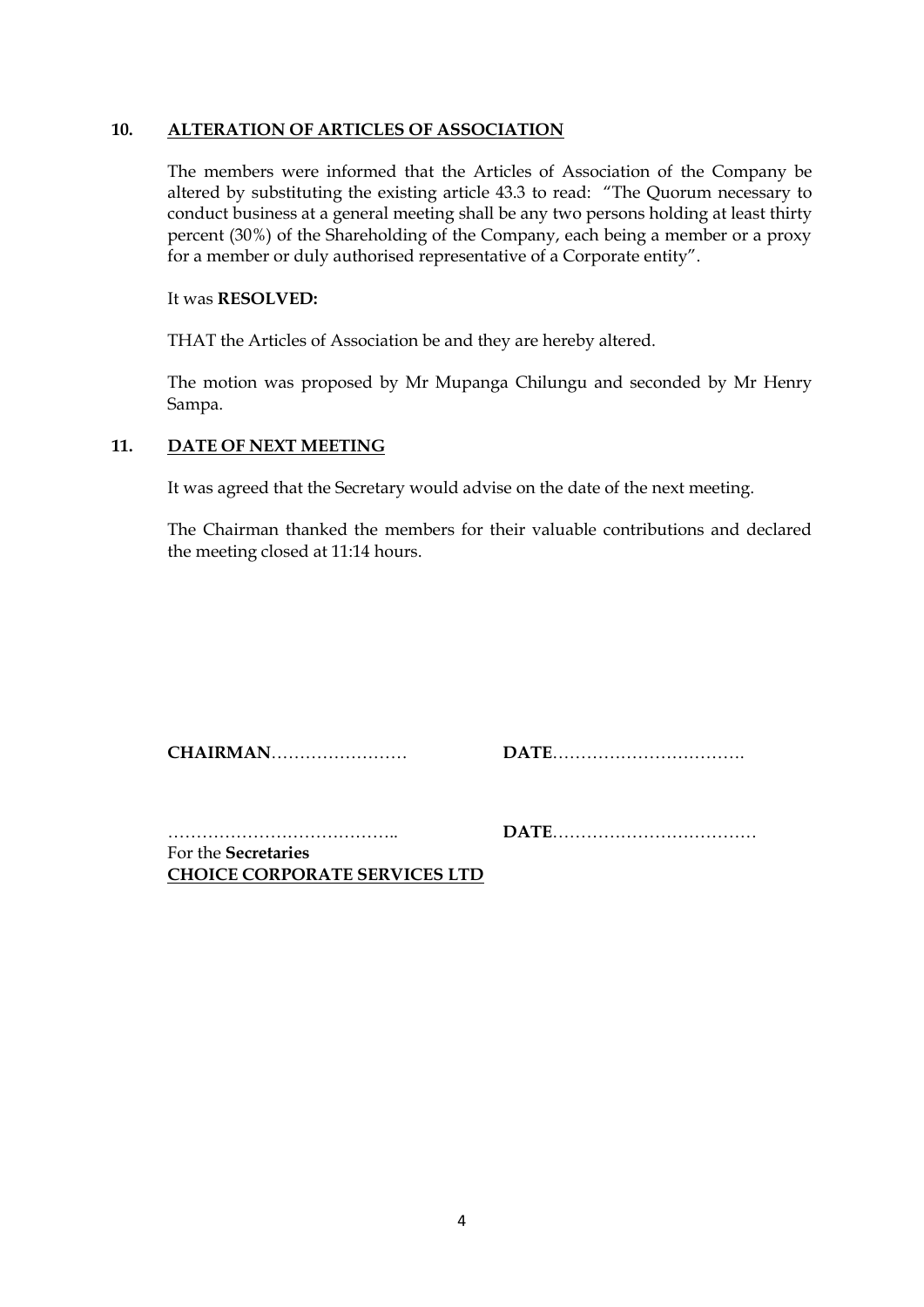## 10. ALTERATION OF ARTICLES OF ASSOCIATION

The members were informed that the Articles of Association of the Company be altered by substituting the existing article 43.3 to read: "The Quorum necessary to conduct business at a general meeting shall be any two persons holding at least thirty percent (30%) of the Shareholding of the Company, each being a member or a proxy for a member or duly authorised representative of a Corporate entity".

It was **RESOLVED:**

THAT the Articles of Association be and they are hereby altered.

The motion was proposed by Mr Mupanga Chilungu and seconded by Mr Henry Sampa.

## 11. DATE OF NEXT MEETING

It was agreed that the Secretary would advise on the date of the next meeting.

The Chairman thanked the members for their valuable contributions and declared the meeting closed at 11:14 hours.

**CHAIRMAN**…………………… **DATE**…………………………….

………………………………….. **DATE**………………………………

For the **Secretaries**
**CHOICE CORPORATE SERVICES LTD**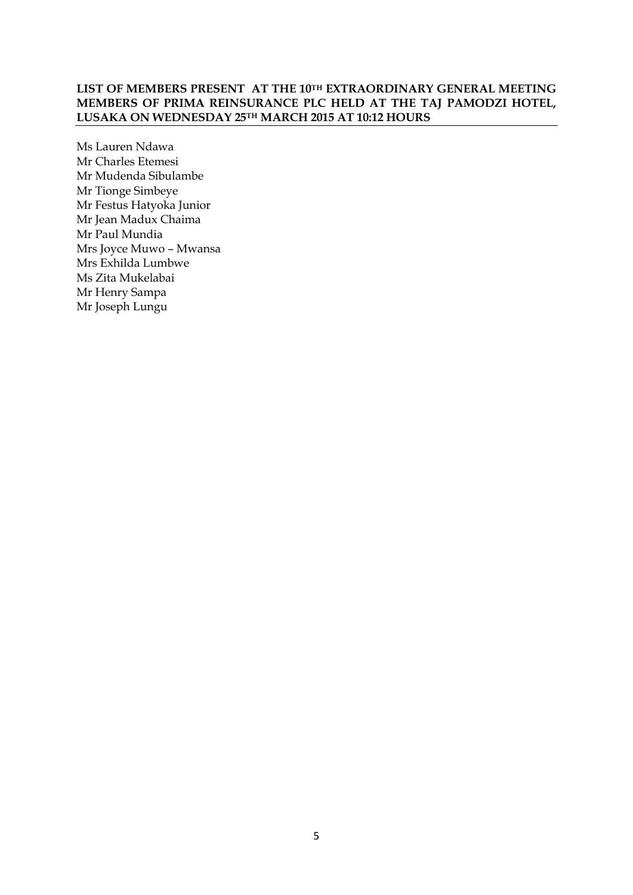**LIST OF MEMBERS PRESENT AT THE 10TH EXTRAORDINARY GENERAL MEETING MEMBERS OF PRIMA REINSURANCE PLC HELD AT THE TAJ PAMODZI HOTEL, LUSAKA ON WEDNESDAY 25TH MARCH 2015 AT 10:12 HOURS**

Ms Lauren Ndawa
Mr Charles Etemesi
Mr Mudenda Sibulambe
Mr Tionge Simbeye
Mr Festus Hatyoka Junior
Mr Jean Madux Chaima
Mr Paul Mundia
Mrs Joyce Muwo – Mwansa
Mrs Exhilda Lumbwe
Ms Zita Mukelabai
Mr Henry Sampa
Mr Joseph Lungu